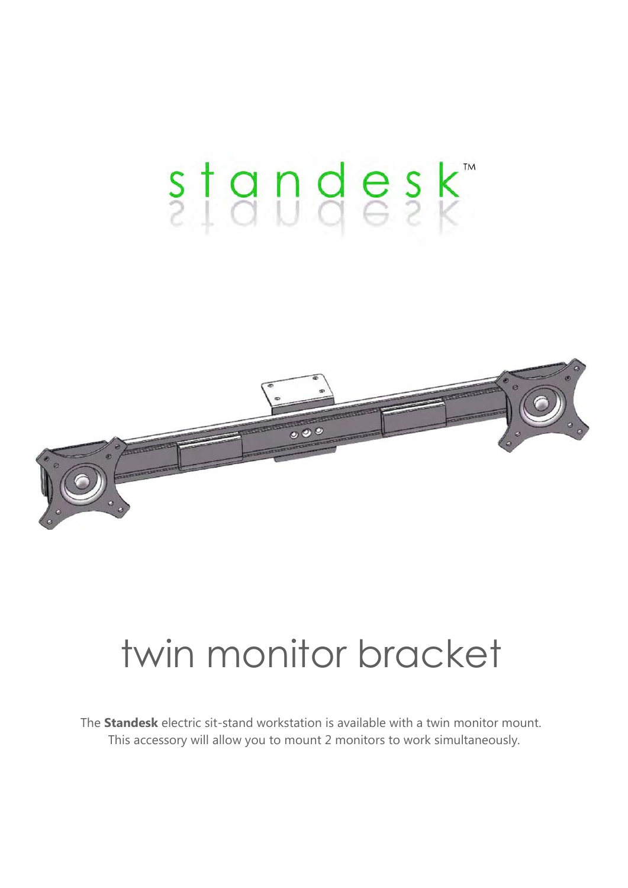standesk™

# twin monitor bracket

The **Standesk** electric sit-stand workstation is available with a twin monitor mount. This accessory will allow you to mount 2 monitors to work simultaneously.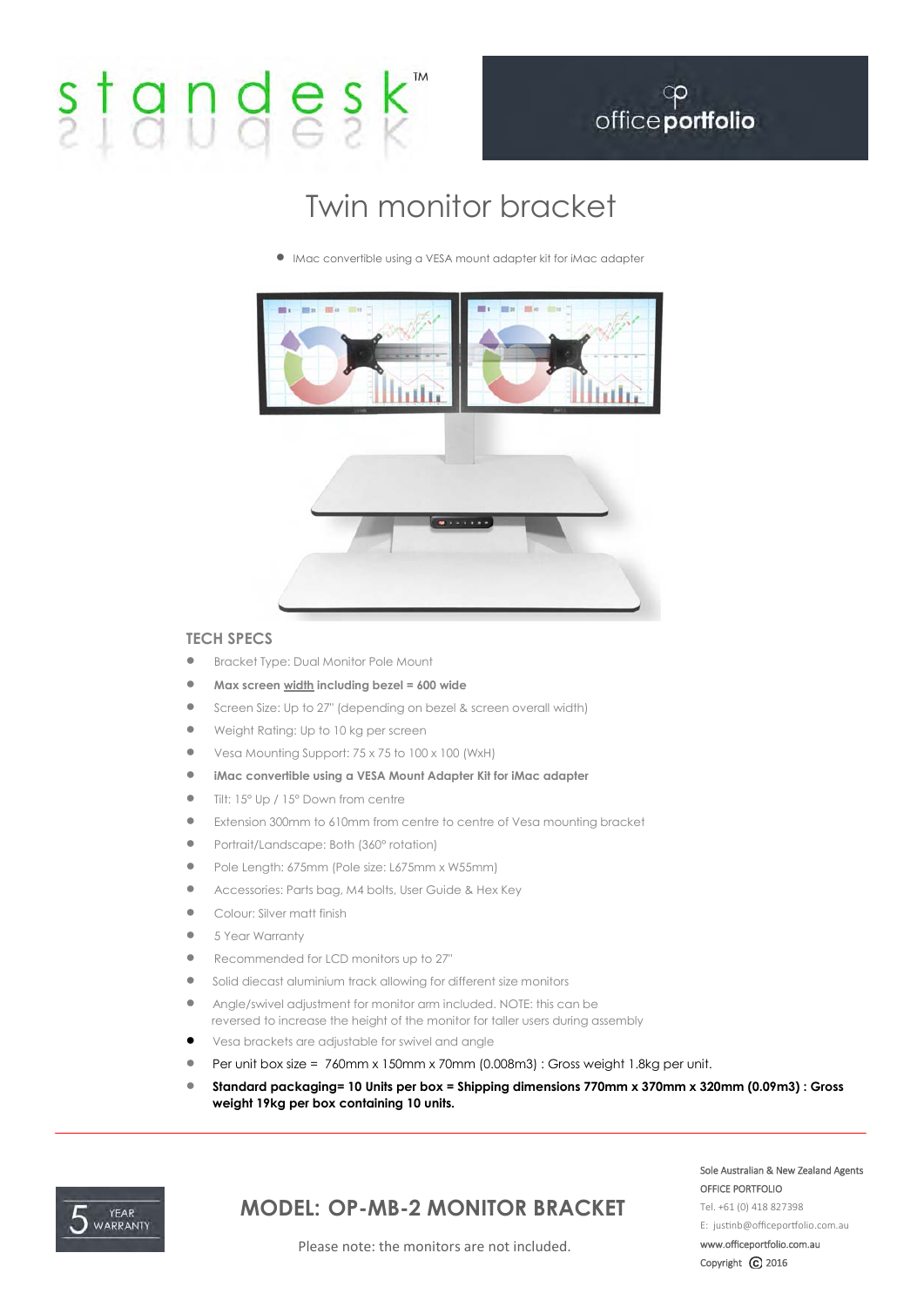standesk™

office portfolio

# Twin monitor bracket

- IMac convertible using a VESA mount adapter kit for iMac adapter

## TECH SPECS

- Bracket Type: Dual Monitor Pole Mount
- **Max screen width including bezel = 600 wide**
- Screen Size: Up to 27" (depending on bezel & screen overall width)
- Weight Rating: Up to 10 kg per screen
- Vesa Mounting Support: 75 x 75 to 100 x 100 (WxH)
- **iMac convertible using a VESA Mount Adapter Kit for iMac adapter**
- Tilt: 15° Up / 15° Down from centre
- Extension 300mm to 610mm from centre to centre of Vesa mounting bracket
- Portrait/Landscape: Both (360° rotation)
- Pole Length: 675mm (Pole size: L675mm x W55mm)
- Accessories: Parts bag, M4 bolts, User Guide & Hex Key
- Colour: Silver matt finish
- 5 Year Warranty
- Recommended for LCD monitors up to 27"
- Solid diecast aluminium track allowing for different size monitors
- Angle/swivel adjustment for monitor arm included. NOTE: this can be reversed to increase the height of the monitor for taller users during assembly
- Vesa brackets are adjustable for swivel and angle
- Per unit box size = 760mm x 150mm x 70mm (0.008m3) : Gross weight 1.8kg per unit.
- **Standard packaging= 10 Units per box = Shipping dimensions 770mm x 370mm x 320mm (0.09m3) : Gross weight 19kg per box containing 10 units.**

5 YEAR WARRANTY

## MODEL: OP-MB-2 MONITOR BRACKET

Please note: the monitors are not included.

Sole Australian & New Zealand Agents
OFFICE PORTFOLIO
Tel. +61 (0) 418 827398
E: justinb@officeportfolio.com.au
www.officeportfolio.com.au
Copyright © 2016